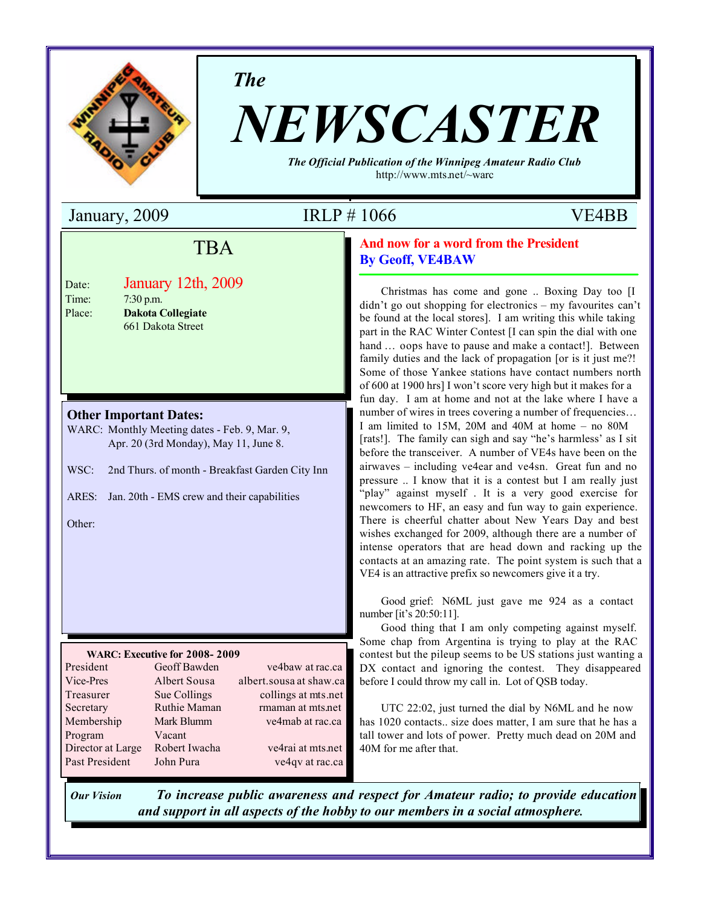*The*

# NEWSCASTER

***The Official Publication of the Winnipeg Amateur Radio Club***
http://www.mts.net/~warc

January, 2009 | IRLP # 1066 | VE4BB

## TBA

Date: January 12th, 2009
Time: 7:30 p.m.
Place: **Dakota Collegiate**
661 Dakota Street

### Other Important Dates:

WARC: Monthly Meeting dates - Feb. 9, Mar. 9, Apr. 20 (3rd Monday), May 11, June 8.

WSC: 2nd Thurs. of month - Breakfast Garden City Inn

ARES: Jan. 20th - EMS crew and their capabilities

Other:

**WARC: Executive for 2008- 2009**

| | | |
|---|---|---|
| President | Geoff Bawden | ve4baw at rac.ca |
| Vice-Pres | Albert Sousa | albert.sousa at shaw.ca |
| Treasurer | Sue Collings | collings at mts.net |
| Secretary | Ruthie Maman | rmaman at mts.net |
| Membership | Mark Blumm | ve4mab at rac.ca |
| Program | Vacant | |
| Director at Large | Robert Iwacha | ve4rai at mts.net |
| Past President | John Pura | ve4qv at rac.ca |

## And now for a word from the President
**By Geoff, VE4BAW**

Christmas has come and gone .. Boxing Day too [I didn't go out shopping for electronics – my favourites can't be found at the local stores]. I am writing this while taking part in the RAC Winter Contest [I can spin the dial with one hand … oops have to pause and make a contact!]. Between family duties and the lack of propagation [or is it just me?! Some of those Yankee stations have contact numbers north of 600 at 1900 hrs] I won't score very high but it makes for a fun day. I am at home and not at the lake where I have a number of wires in trees covering a number of frequencies… I am limited to 15M, 20M and 40M at home – no 80M [rats!]. The family can sigh and say "he's harmless' as I sit before the transceiver. A number of VE4s have been on the airwaves – including ve4ear and ve4sn. Great fun and no pressure .. I know that it is a contest but I am really just "play" against myself . It is a very good exercise for newcomers to HF, an easy and fun way to gain experience. There is cheerful chatter about New Years Day and best wishes exchanged for 2009, although there are a number of intense operators that are head down and racking up the contacts at an amazing rate. The point system is such that a VE4 is an attractive prefix so newcomers give it a try.

Good grief: N6ML just gave me 924 as a contact number [it's 20:50:11].

Good thing that I am only competing against myself. Some chap from Argentina is trying to play at the RAC contest but the pileup seems to be US stations just wanting a DX contact and ignoring the contest. They disappeared before I could throw my call in. Lot of QSB today.

UTC 22:02, just turned the dial by N6ML and he now has 1020 contacts.. size does matter, I am sure that he has a tall tower and lots of power. Pretty much dead on 20M and 40M for me after that.

***Our Vision*** ***To increase public awareness and respect for Amateur radio; to provide education and support in all aspects of the hobby to our members in a social atmosphere.***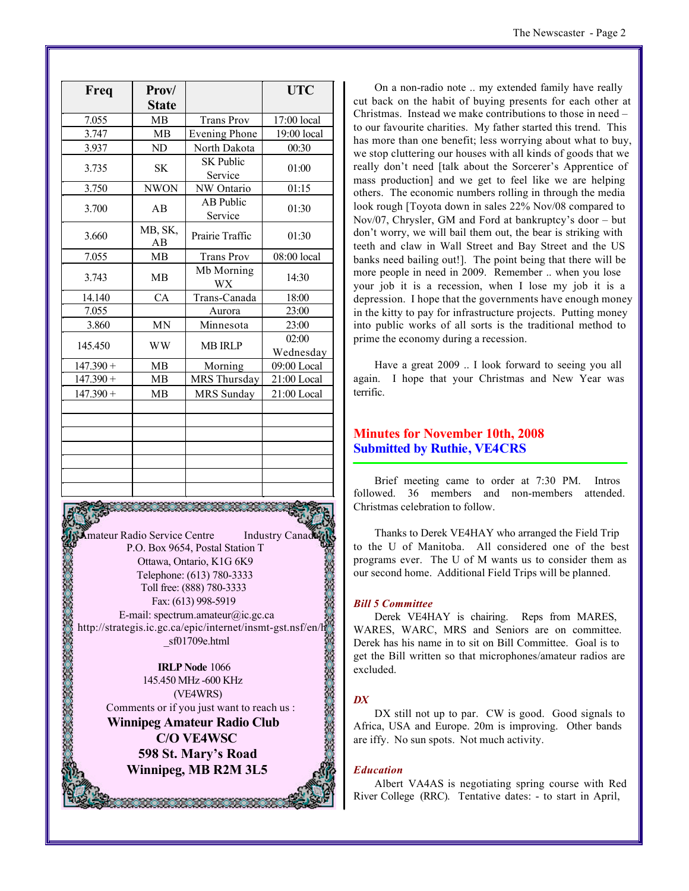| Freq | Prov/ State | | UTC |
|---|---|---|---|
| 7.055 | MB | Trans Prov | 17:00 local |
| 3.747 | MB | Evening Phone | 19:00 local |
| 3.937 | ND | North Dakota | 00:30 |
| 3.735 | SK | SK Public Service | 01:00 |
| 3.750 | NWON | NW Ontario | 01:15 |
| 3.700 | AB | AB Public Service | 01:30 |
| 3.660 | MB, SK, AB | Prairie Traffic | 01:30 |
| 7.055 | MB | Trans Prov | 08:00 local |
| 3.743 | MB | Mb Morning WX | 14:30 |
| 14.140 | CA | Trans-Canada | 18:00 |
| 7.055 | | Aurora | 23:00 |
| 3.860 | MN | Minnesota | 23:00 |
| 145.450 | WW | MB IRLP | 02:00 Wednesday |
| 147.390 + | MB | Morning | 09:00 Local |
| 147.390 + | MB | MRS Thursday | 21:00 Local |
| 147.390 + | MB | MRS Sunday | 21:00 Local |
| | | | |
| | | | |
| | | | |
| | | | |
| | | | |
| | | | |
| | | | |

Amateur Radio Service Centre Industry Canada
P.O. Box 9654, Postal Station T
Ottawa, Ontario, K1G 6K9
Telephone: (613) 780-3333
Toll free: (888) 780-3333
Fax: (613) 998-5919
E-mail: spectrum.amateur@ic.gc.ca
http://strategis.ic.gc.ca/epic/internet/insmt-gst.nsf/en/h_sf01709e.html

**IRLP Node** 1066
145.450 MHz -600 KHz
(VE4WRS)
Comments or if you just want to reach us :
**Winnipeg Amateur Radio Club**
**C/O VE4WSC**
**598 St. Mary's Road**
**Winnipeg, MB R2M 3L5**

On a non-radio note .. my extended family have really cut back on the habit of buying presents for each other at Christmas. Instead we make contributions to those in need – to our favourite charities. My father started this trend. This has more than one benefit; less worrying about what to buy, we stop cluttering our houses with all kinds of goods that we really don't need [talk about the Sorcerer's Apprentice of mass production] and we get to feel like we are helping others. The economic numbers rolling in through the media look rough [Toyota down in sales 22% Nov/08 compared to Nov/07, Chrysler, GM and Ford at bankruptcy's door – but don't worry, we will bail them out, the bear is striking with teeth and claw in Wall Street and Bay Street and the US banks need bailing out!]. The point being that there will be more people in need in 2009. Remember .. when you lose your job it is a recession, when I lose my job it is a depression. I hope that the governments have enough money in the kitty to pay for infrastructure projects. Putting money into public works of all sorts is the traditional method to prime the economy during a recession.

Have a great 2009 .. I look forward to seeing you all again. I hope that your Christmas and New Year was terrific.

## Minutes for November 10th, 2008
## Submitted by Ruthie, VE4CRS

Brief meeting came to order at 7:30 PM. Intros followed. 36 members and non-members attended. Christmas celebration to follow.

Thanks to Derek VE4HAY who arranged the Field Trip to the U of Manitoba. All considered one of the best programs ever. The U of M wants us to consider them as our second home. Additional Field Trips will be planned.

***Bill 5 Committee***

Derek VE4HAY is chairing. Reps from MARES, WARES, WARC, MRS and Seniors are on committee. Derek has his name in to sit on Bill Committee. Goal is to get the Bill written so that microphones/amateur radios are excluded.

***DX***

DX still not up to par. CW is good. Good signals to Africa, USA and Europe. 20m is improving. Other bands are iffy. No sun spots. Not much activity.

***Education***

Albert VA4AS is negotiating spring course with Red River College (RRC). Tentative dates: - to start in April,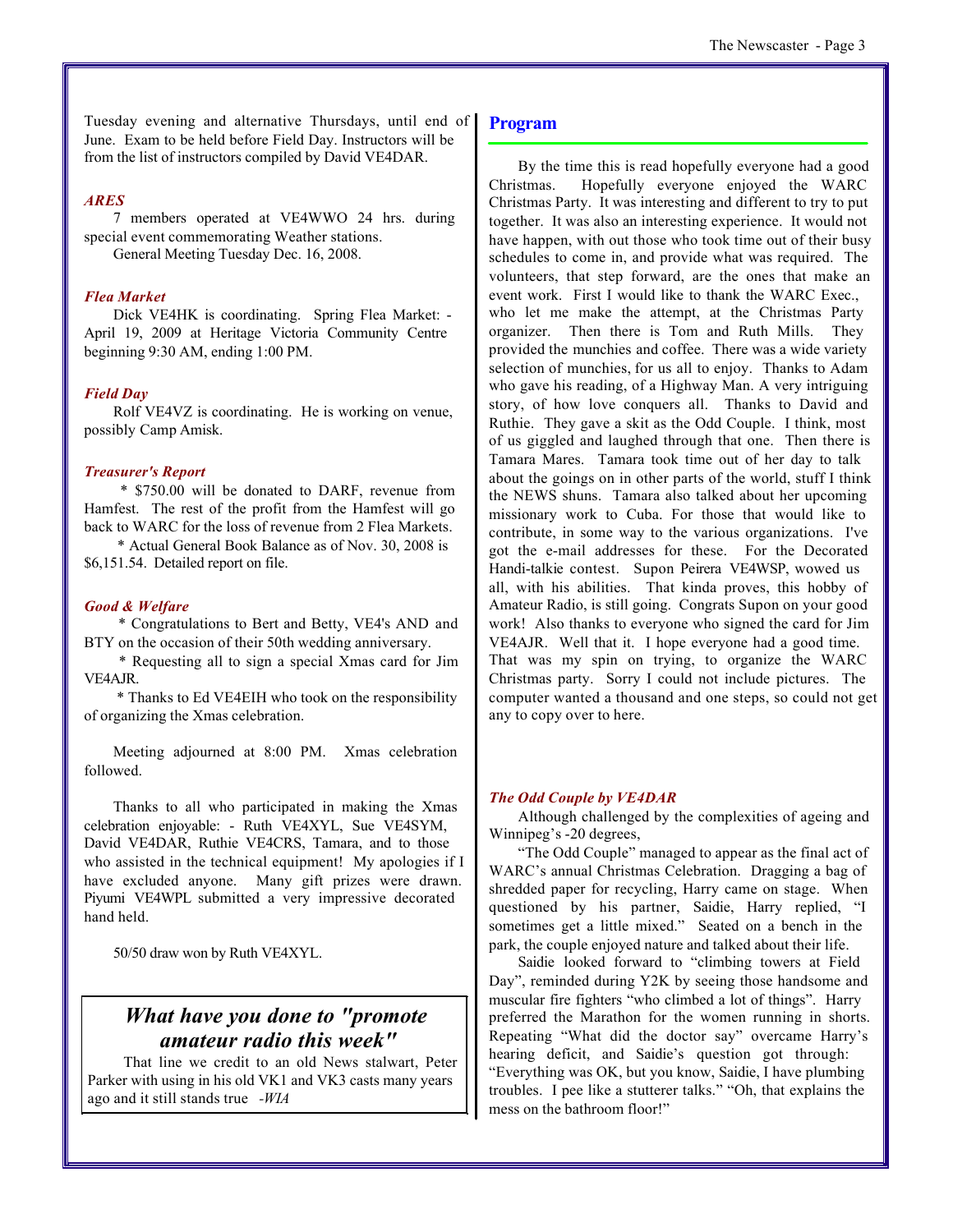Tuesday evening and alternative Thursdays, until end of June. Exam to be held before Field Day. Instructors will be from the list of instructors compiled by David VE4DAR.

### *ARES*

7 members operated at VE4WWO 24 hrs. during special event commemorating Weather stations.

General Meeting Tuesday Dec. 16, 2008.

### *Flea Market*

Dick VE4HK is coordinating. Spring Flea Market: - April 19, 2009 at Heritage Victoria Community Centre beginning 9:30 AM, ending 1:00 PM.

### *Field Day*

Rolf VE4VZ is coordinating. He is working on venue, possibly Camp Amisk.

### *Treasurer's Report*

* $750.00 will be donated to DARF, revenue from Hamfest. The rest of the profit from the Hamfest will go back to WARC for the loss of revenue from 2 Flea Markets.

* Actual General Book Balance as of Nov. 30, 2008 is $6,151.54. Detailed report on file.

### *Good & Welfare*

* Congratulations to Bert and Betty, VE4's AND and BTY on the occasion of their 50th wedding anniversary.

* Requesting all to sign a special Xmas card for Jim VE4AJR.

* Thanks to Ed VE4EIH who took on the responsibility of organizing the Xmas celebration.

Meeting adjourned at 8:00 PM. Xmas celebration followed.

Thanks to all who participated in making the Xmas celebration enjoyable: - Ruth VE4XYL, Sue VE4SYM, David VE4DAR, Ruthie VE4CRS, Tamara, and to those who assisted in the technical equipment! My apologies if I have excluded anyone. Many gift prizes were drawn. Piyumi VE4WPL submitted a very impressive decorated hand held.

50/50 draw won by Ruth VE4XYL.

## *What have you done to "promote amateur radio this week"*

That line we credit to an old News stalwart, Peter Parker with using in his old VK1 and VK3 casts many years ago and it still stands true *-WIA*

## Program

By the time this is read hopefully everyone had a good Christmas. Hopefully everyone enjoyed the WARC Christmas Party. It was interesting and different to try to put together. It was also an interesting experience. It would not have happen, with out those who took time out of their busy schedules to come in, and provide what was required. The volunteers, that step forward, are the ones that make an event work. First I would like to thank the WARC Exec., who let me make the attempt, at the Christmas Party organizer. Then there is Tom and Ruth Mills. They provided the munchies and coffee. There was a wide variety selection of munchies, for us all to enjoy. Thanks to Adam who gave his reading, of a Highway Man. A very intriguing story, of how love conquers all. Thanks to David and Ruthie. They gave a skit as the Odd Couple. I think, most of us giggled and laughed through that one. Then there is Tamara Mares. Tamara took time out of her day to talk about the goings on in other parts of the world, stuff I think the NEWS shuns. Tamara also talked about her upcoming missionary work to Cuba. For those that would like to contribute, in some way to the various organizations. I've got the e-mail addresses for these. For the Decorated Handi-talkie contest. Supon Peirera VE4WSP, wowed us all, with his abilities. That kinda proves, this hobby of Amateur Radio, is still going. Congrats Supon on your good work! Also thanks to everyone who signed the card for Jim VE4AJR. Well that it. I hope everyone had a good time. That was my spin on trying, to organize the WARC Christmas party. Sorry I could not include pictures. The computer wanted a thousand and one steps, so could not get any to copy over to here.

### *The Odd Couple by VE4DAR*

Although challenged by the complexities of ageing and Winnipeg's -20 degrees,

"The Odd Couple" managed to appear as the final act of WARC's annual Christmas Celebration. Dragging a bag of shredded paper for recycling, Harry came on stage. When questioned by his partner, Saidie, Harry replied, "I sometimes get a little mixed." Seated on a bench in the park, the couple enjoyed nature and talked about their life.

Saidie looked forward to "climbing towers at Field Day", reminded during Y2K by seeing those handsome and muscular fire fighters "who climbed a lot of things". Harry preferred the Marathon for the women running in shorts. Repeating "What did the doctor say" overcame Harry's hearing deficit, and Saidie's question got through: "Everything was OK, but you know, Saidie, I have plumbing troubles. I pee like a stutterer talks." "Oh, that explains the mess on the bathroom floor!"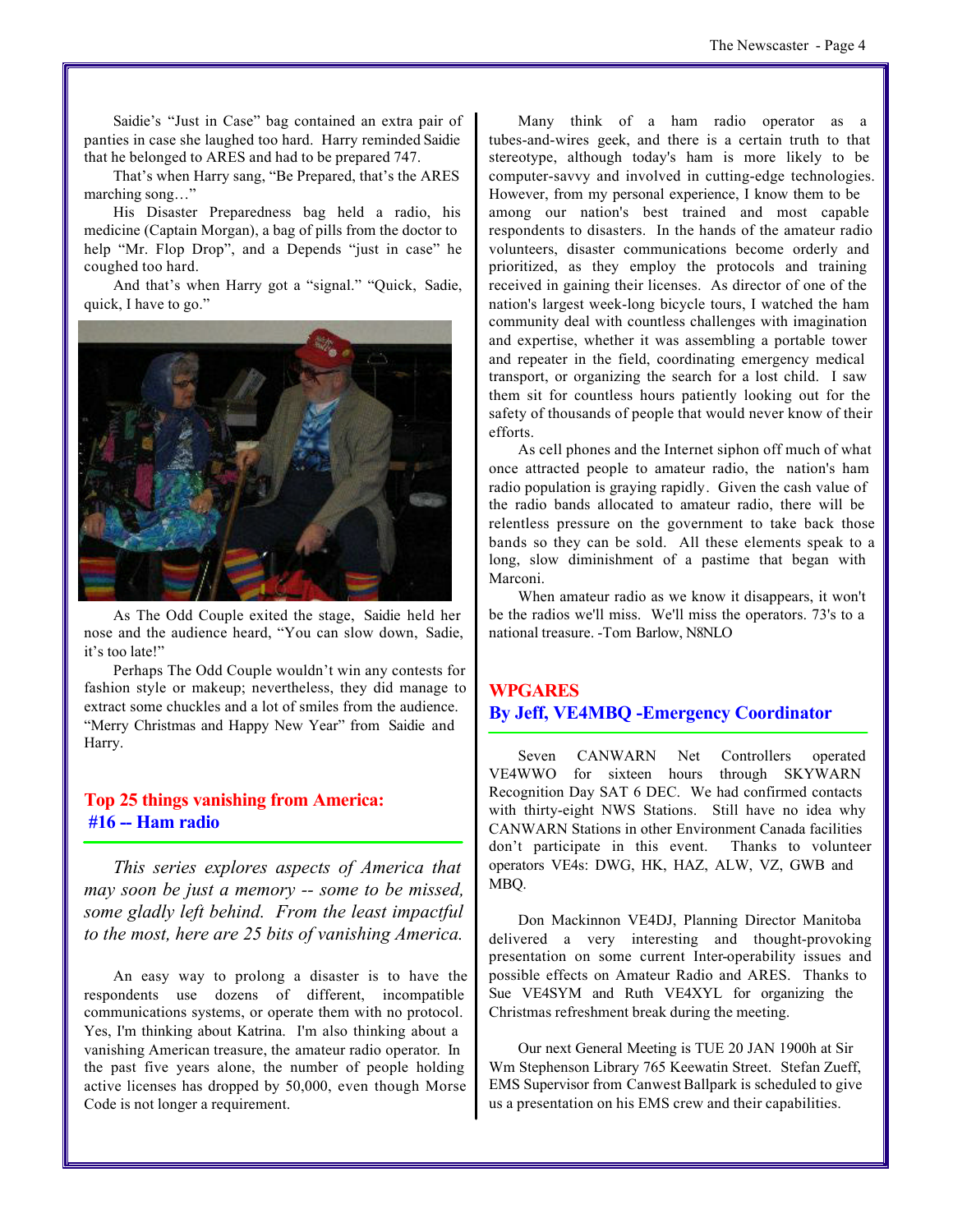Saidie's "Just in Case" bag contained an extra pair of panties in case she laughed too hard. Harry reminded Saidie that he belonged to ARES and had to be prepared 747.

That's when Harry sang, "Be Prepared, that's the ARES marching song…"

His Disaster Preparedness bag held a radio, his medicine (Captain Morgan), a bag of pills from the doctor to help "Mr. Flop Drop", and a Depends "just in case" he coughed too hard.

And that's when Harry got a "signal." "Quick, Sadie, quick, I have to go."

As The Odd Couple exited the stage, Saidie held her nose and the audience heard, "You can slow down, Sadie, it's too late!"

Perhaps The Odd Couple wouldn't win any contests for fashion style or makeup; nevertheless, they did manage to extract some chuckles and a lot of smiles from the audience. "Merry Christmas and Happy New Year" from Saidie and Harry.

## Top 25 things vanishing from America: #16 -- Ham radio

*This series explores aspects of America that may soon be just a memory -- some to be missed, some gladly left behind. From the least impactful to the most, here are 25 bits of vanishing America.*

An easy way to prolong a disaster is to have the respondents use dozens of different, incompatible communications systems, or operate them with no protocol. Yes, I'm thinking about Katrina. I'm also thinking about a vanishing American treasure, the amateur radio operator. In the past five years alone, the number of people holding active licenses has dropped by 50,000, even though Morse Code is not longer a requirement.

Many think of a ham radio operator as a tubes-and-wires geek, and there is a certain truth to that stereotype, although today's ham is more likely to be computer-savvy and involved in cutting-edge technologies. However, from my personal experience, I know them to be among our nation's best trained and most capable respondents to disasters. In the hands of the amateur radio volunteers, disaster communications become orderly and prioritized, as they employ the protocols and training received in gaining their licenses. As director of one of the nation's largest week-long bicycle tours, I watched the ham community deal with countless challenges with imagination and expertise, whether it was assembling a portable tower and repeater in the field, coordinating emergency medical transport, or organizing the search for a lost child. I saw them sit for countless hours patiently looking out for the safety of thousands of people that would never know of their efforts.

As cell phones and the Internet siphon off much of what once attracted people to amateur radio, the nation's ham radio population is graying rapidly. Given the cash value of the radio bands allocated to amateur radio, there will be relentless pressure on the government to take back those bands so they can be sold. All these elements speak to a long, slow diminishment of a pastime that began with Marconi.

When amateur radio as we know it disappears, it won't be the radios we'll miss. We'll miss the operators. 73's to a national treasure. -Tom Barlow, N8NLO

## WPGARES
## By Jeff, VE4MBQ -Emergency Coordinator

Seven CANWARN Net Controllers operated VE4WWO for sixteen hours through SKYWARN Recognition Day SAT 6 DEC. We had confirmed contacts with thirty-eight NWS Stations. Still have no idea why CANWARN Stations in other Environment Canada facilities don't participate in this event. Thanks to volunteer operators VE4s: DWG, HK, HAZ, ALW, VZ, GWB and MBQ.

Don Mackinnon VE4DJ, Planning Director Manitoba delivered a very interesting and thought-provoking presentation on some current Inter-operability issues and possible effects on Amateur Radio and ARES. Thanks to Sue VE4SYM and Ruth VE4XYL for organizing the Christmas refreshment break during the meeting.

Our next General Meeting is TUE 20 JAN 1900h at Sir Wm Stephenson Library 765 Keewatin Street. Stefan Zueff, EMS Supervisor from Canwest Ballpark is scheduled to give us a presentation on his EMS crew and their capabilities.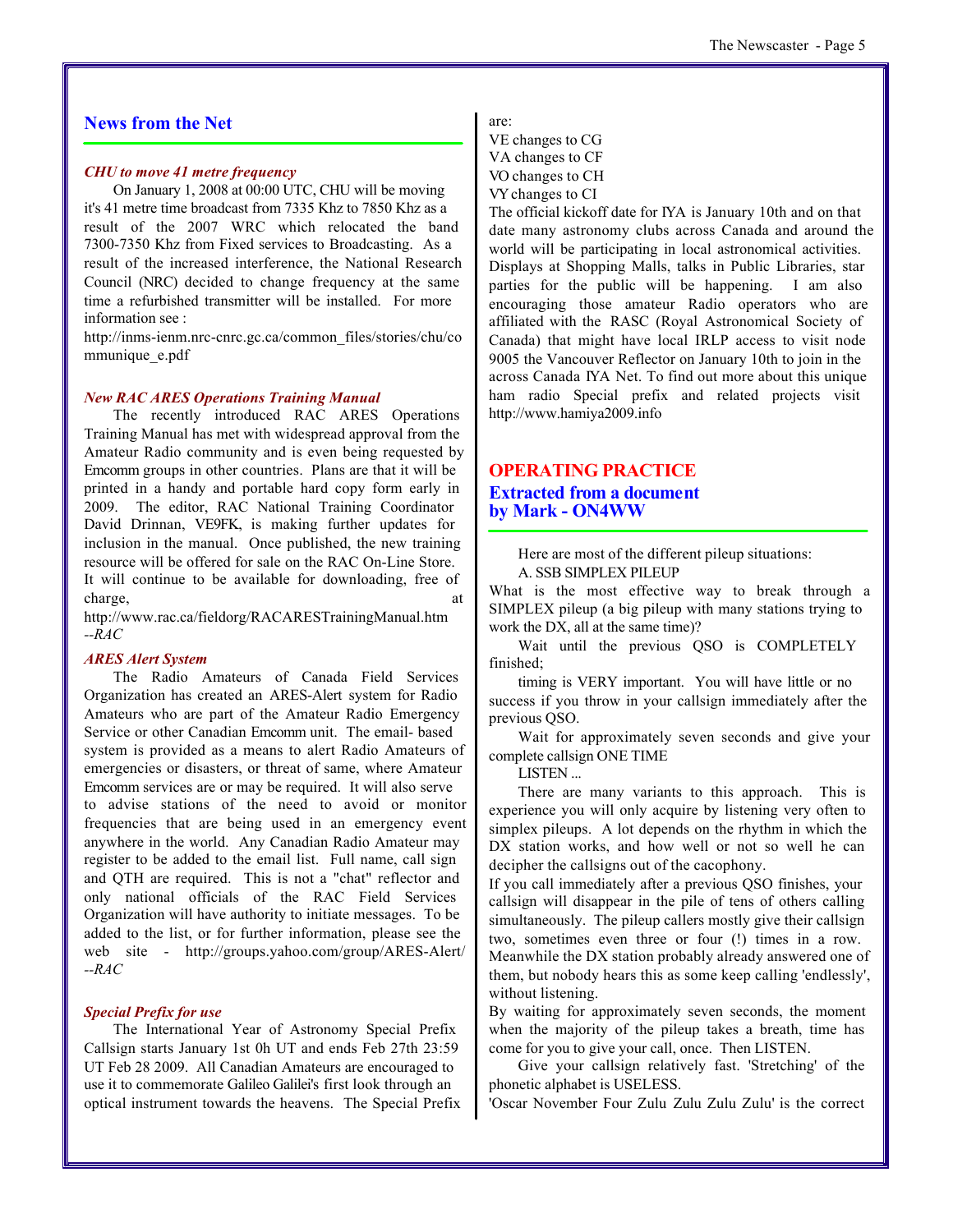## News from the Net

### *CHU to move 41 metre frequency*

On January 1, 2008 at 00:00 UTC, CHU will be moving it's 41 metre time broadcast from 7335 Khz to 7850 Khz as a result of the 2007 WRC which relocated the band 7300-7350 Khz from Fixed services to Broadcasting. As a result of the increased interference, the National Research Council (NRC) decided to change frequency at the same time a refurbished transmitter will be installed. For more information see :
http://inms-ienm.nrc-cnrc.gc.ca/common_files/stories/chu/communique_e.pdf

### *New RAC ARES Operations Training Manual*

The recently introduced RAC ARES Operations Training Manual has met with widespread approval from the Amateur Radio community and is even being requested by Emcomm groups in other countries. Plans are that it will be printed in a handy and portable hard copy form early in 2009. The editor, RAC National Training Coordinator David Drinnan, VE9FK, is making further updates for inclusion in the manual. Once published, the new training resource will be offered for sale on the RAC On-Line Store. It will continue to be available for downloading, free of charge, at http://www.rac.ca/fieldorg/RACARESTrainingManual.htm
*--RAC*

### *ARES Alert System*

The Radio Amateurs of Canada Field Services Organization has created an ARES-Alert system for Radio Amateurs who are part of the Amateur Radio Emergency Service or other Canadian Emcomm unit. The email- based system is provided as a means to alert Radio Amateurs of emergencies or disasters, or threat of same, where Amateur Emcomm services are or may be required. It will also serve to advise stations of the need to avoid or monitor frequencies that are being used in an emergency event anywhere in the world. Any Canadian Radio Amateur may register to be added to the email list. Full name, call sign and QTH are required. This is not a "chat" reflector and only national officials of the RAC Field Services Organization will have authority to initiate messages. To be added to the list, or for further information, please see the web site - http://groups.yahoo.com/group/ARES-Alert/
*--RAC*

### *Special Prefix for use*

The International Year of Astronomy Special Prefix Callsign starts January 1st 0h UT and ends Feb 27th 23:59 UT Feb 28 2009. All Canadian Amateurs are encouraged to use it to commemorate Galileo Galilei's first look through an optical instrument towards the heavens. The Special Prefix are:
VE changes to CG
VA changes to CF
VO changes to CH
VY changes to CI
The official kickoff date for IYA is January 10th and on that date many astronomy clubs across Canada and around the world will be participating in local astronomical activities. Displays at Shopping Malls, talks in Public Libraries, star parties for the public will be happening. I am also encouraging those amateur Radio operators who are affiliated with the RASC (Royal Astronomical Society of Canada) that might have local IRLP access to visit node 9005 the Vancouver Reflector on January 10th to join in the across Canada IYA Net. To find out more about this unique ham radio Special prefix and related projects visit http://www.hamiya2009.info

## OPERATING PRACTICE
### Extracted from a document by Mark - ON4WW

Here are most of the different pileup situations:

A. SSB SIMPLEX PILEUP

What is the most effective way to break through a SIMPLEX pileup (a big pileup with many stations trying to work the DX, all at the same time)?

Wait until the previous QSO is COMPLETELY finished;

timing is VERY important. You will have little or no success if you throw in your callsign immediately after the previous QSO.

Wait for approximately seven seconds and give your complete callsign ONE TIME

LISTEN ...

There are many variants to this approach. This is experience you will only acquire by listening very often to simplex pileups. A lot depends on the rhythm in which the DX station works, and how well or not so well he can decipher the callsigns out of the cacophony.

If you call immediately after a previous QSO finishes, your callsign will disappear in the pile of tens of others calling simultaneously. The pileup callers mostly give their callsign two, sometimes even three or four (!) times in a row. Meanwhile the DX station probably already answered one of them, but nobody hears this as some keep calling 'endlessly', without listening.

By waiting for approximately seven seconds, the moment when the majority of the pileup takes a breath, time has come for you to give your call, once. Then LISTEN.

Give your callsign relatively fast. 'Stretching' of the phonetic alphabet is USELESS.

'Oscar November Four Zulu Zulu Zulu Zulu' is the correct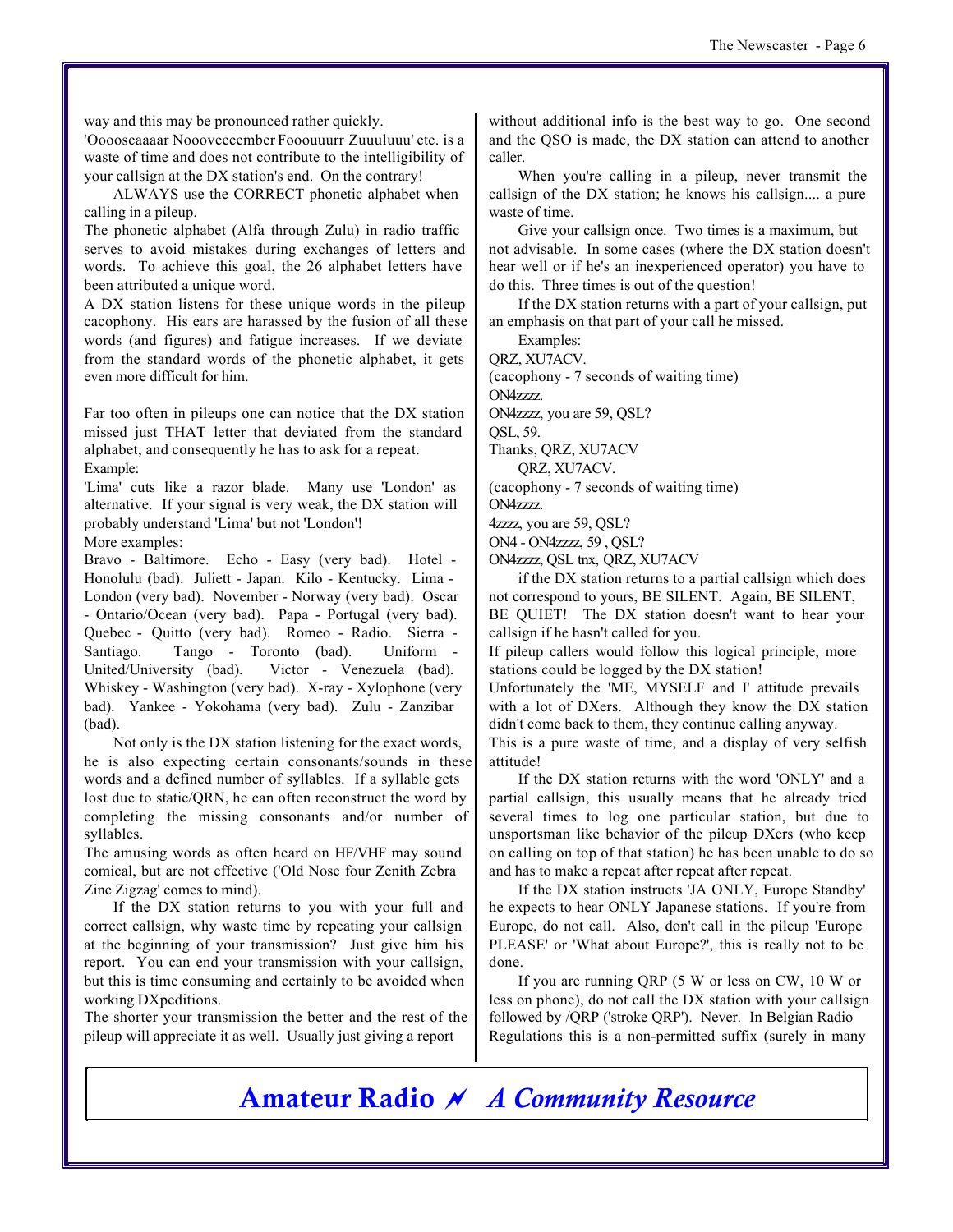way and this may be pronounced rather quickly.
'Ooooscaaaar Noooveeeember Fooouuurr Zuuuluuu' etc. is a waste of time and does not contribute to the intelligibility of your callsign at the DX station's end. On the contrary!

ALWAYS use the CORRECT phonetic alphabet when calling in a pileup.
The phonetic alphabet (Alfa through Zulu) in radio traffic serves to avoid mistakes during exchanges of letters and words. To achieve this goal, the 26 alphabet letters have been attributed a unique word.
A DX station listens for these unique words in the pileup cacophony. His ears are harassed by the fusion of all these words (and figures) and fatigue increases. If we deviate from the standard words of the phonetic alphabet, it gets even more difficult for him.

Far too often in pileups one can notice that the DX station missed just THAT letter that deviated from the standard alphabet, and consequently he has to ask for a repeat.
Example:
'Lima' cuts like a razor blade. Many use 'London' as alternative. If your signal is very weak, the DX station will probably understand 'Lima' but not 'London'!
More examples:
Bravo - Baltimore. Echo - Easy (very bad). Hotel - Honolulu (bad). Juliett - Japan. Kilo - Kentucky. Lima - London (very bad). November - Norway (very bad). Oscar - Ontario/Ocean (very bad). Papa - Portugal (very bad). Quebec - Quitto (very bad). Romeo - Radio. Sierra - Santiago. Tango - Toronto (bad). Uniform - United/University (bad). Victor - Venezuela (bad). Whiskey - Washington (very bad). X-ray - Xylophone (very bad). Yankee - Yokohama (very bad). Zulu - Zanzibar (bad).

Not only is the DX station listening for the exact words, he is also expecting certain consonants/sounds in these words and a defined number of syllables. If a syllable gets lost due to static/QRN, he can often reconstruct the word by completing the missing consonants and/or number of syllables.
The amusing words as often heard on HF/VHF may sound comical, but are not effective ('Old Nose four Zenith Zebra Zinc Zigzag' comes to mind).

If the DX station returns to you with your full and correct callsign, why waste time by repeating your callsign at the beginning of your transmission? Just give him his report. You can end your transmission with your callsign, but this is time consuming and certainly to be avoided when working DXpeditions.
The shorter your transmission the better and the rest of the pileup will appreciate it as well. Usually just giving a report without additional info is the best way to go. One second and the QSO is made, the DX station can attend to another caller.

When you're calling in a pileup, never transmit the callsign of the DX station; he knows his callsign.... a pure waste of time.

Give your callsign once. Two times is a maximum, but not advisable. In some cases (where the DX station doesn't hear well or if he's an inexperienced operator) you have to do this. Three times is out of the question!

If the DX station returns with a part of your callsign, put an emphasis on that part of your call he missed.

Examples:
QRZ, XU7ACV.
(cacophony - 7 seconds of waiting time)
ON4zzzz.
ON4zzzz, you are 59, QSL?
QSL, 59.
Thanks, QRZ, XU7ACV

QRZ, XU7ACV.
(cacophony - 7 seconds of waiting time)
ON4zzzz.
4zzzz, you are 59, QSL?
ON4 - ON4zzzz, 59 , QSL?
ON4zzzz, QSL tnx, QRZ, XU7ACV

if the DX station returns to a partial callsign which does not correspond to yours, BE SILENT. Again, BE SILENT, BE QUIET! The DX station doesn't want to hear your callsign if he hasn't called for you.
If pileup callers would follow this logical principle, more stations could be logged by the DX station!
Unfortunately the 'ME, MYSELF and I' attitude prevails with a lot of DXers. Although they know the DX station didn't come back to them, they continue calling anyway.
This is a pure waste of time, and a display of very selfish attitude!

If the DX station returns with the word 'ONLY' and a partial callsign, this usually means that he already tried several times to log one particular station, but due to unsportsman like behavior of the pileup DXers (who keep on calling on top of that station) he has been unable to do so and has to make a repeat after repeat after repeat.

If the DX station instructs 'JA ONLY, Europe Standby' he expects to hear ONLY Japanese stations. If you're from Europe, do not call. Also, don't call in the pileup 'Europe PLEASE' or 'What about Europe?', this is really not to be done.

If you are running QRP (5 W or less on CW, 10 W or less on phone), do not call the DX station with your callsign followed by /QRP ('stroke QRP'). Never. In Belgian Radio Regulations this is a non-permitted suffix (surely in many

**Amateur Radio 🗲 *A Community Resource***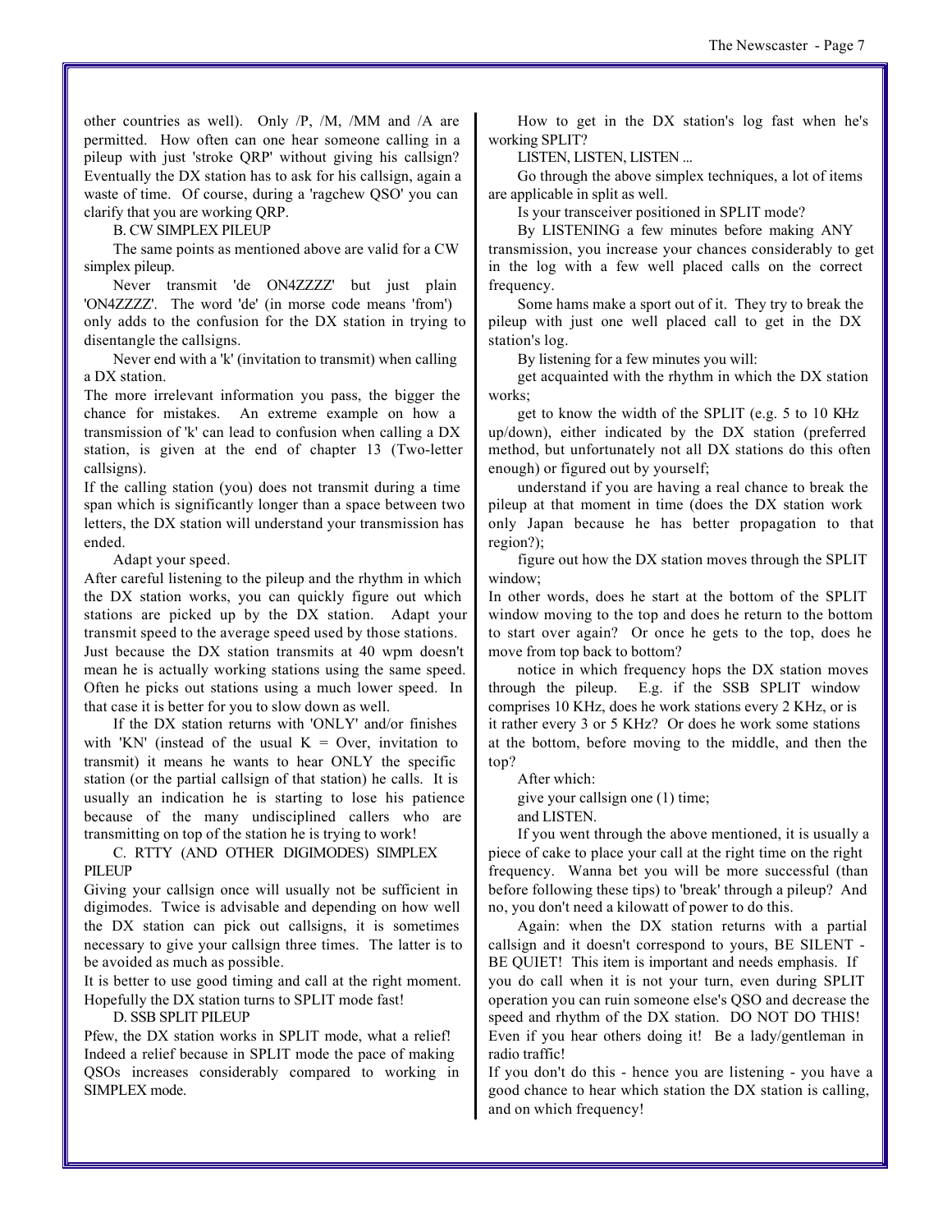other countries as well). Only /P, /M, /MM and /A are permitted. How often can one hear someone calling in a pileup with just 'stroke QRP' without giving his callsign? Eventually the DX station has to ask for his callsign, again a waste of time. Of course, during a 'ragchew QSO' you can clarify that you are working QRP.

B. CW SIMPLEX PILEUP

The same points as mentioned above are valid for a CW simplex pileup.

Never transmit 'de ON4ZZZZ' but just plain 'ON4ZZZZ'. The word 'de' (in morse code means 'from') only adds to the confusion for the DX station in trying to disentangle the callsigns.

Never end with a 'k' (invitation to transmit) when calling a DX station.

The more irrelevant information you pass, the bigger the chance for mistakes. An extreme example on how a transmission of 'k' can lead to confusion when calling a DX station, is given at the end of chapter 13 (Two-letter callsigns).

If the calling station (you) does not transmit during a time span which is significantly longer than a space between two letters, the DX station will understand your transmission has ended.

Adapt your speed.

After careful listening to the pileup and the rhythm in which the DX station works, you can quickly figure out which stations are picked up by the DX station. Adapt your transmit speed to the average speed used by those stations. Just because the DX station transmits at 40 wpm doesn't mean he is actually working stations using the same speed. Often he picks out stations using a much lower speed. In that case it is better for you to slow down as well.

If the DX station returns with 'ONLY' and/or finishes with 'KN' (instead of the usual K = Over, invitation to transmit) it means he wants to hear ONLY the specific station (or the partial callsign of that station) he calls. It is usually an indication he is starting to lose his patience because of the many undisciplined callers who are transmitting on top of the station he is trying to work!

C. RTTY (AND OTHER DIGIMODES) SIMPLEX PILEUP

Giving your callsign once will usually not be sufficient in digimodes. Twice is advisable and depending on how well the DX station can pick out callsigns, it is sometimes necessary to give your callsign three times. The latter is to be avoided as much as possible.

It is better to use good timing and call at the right moment. Hopefully the DX station turns to SPLIT mode fast!

D. SSB SPLIT PILEUP

Pfew, the DX station works in SPLIT mode, what a relief! Indeed a relief because in SPLIT mode the pace of making QSOs increases considerably compared to working in SIMPLEX mode.

How to get in the DX station's log fast when he's working SPLIT?

LISTEN, LISTEN, LISTEN ...

Go through the above simplex techniques, a lot of items are applicable in split as well.

Is your transceiver positioned in SPLIT mode?

By LISTENING a few minutes before making ANY transmission, you increase your chances considerably to get in the log with a few well placed calls on the correct frequency.

Some hams make a sport out of it. They try to break the pileup with just one well placed call to get in the DX station's log.

By listening for a few minutes you will:

get acquainted with the rhythm in which the DX station works;

get to know the width of the SPLIT (e.g. 5 to 10 KHz up/down), either indicated by the DX station (preferred method, but unfortunately not all DX stations do this often enough) or figured out by yourself;

understand if you are having a real chance to break the pileup at that moment in time (does the DX station work only Japan because he has better propagation to that region?);

figure out how the DX station moves through the SPLIT window;

In other words, does he start at the bottom of the SPLIT window moving to the top and does he return to the bottom to start over again? Or once he gets to the top, does he move from top back to bottom?

notice in which frequency hops the DX station moves through the pileup. E.g. if the SSB SPLIT window comprises 10 KHz, does he work stations every 2 KHz, or is it rather every 3 or 5 KHz? Or does he work some stations at the bottom, before moving to the middle, and then the top?

After which:

give your callsign one (1) time;

and LISTEN.

If you went through the above mentioned, it is usually a piece of cake to place your call at the right time on the right frequency. Wanna bet you will be more successful (than before following these tips) to 'break' through a pileup? And no, you don't need a kilowatt of power to do this.

Again: when the DX station returns with a partial callsign and it doesn't correspond to yours, BE SILENT - BE QUIET! This item is important and needs emphasis. If you do call when it is not your turn, even during SPLIT operation you can ruin someone else's QSO and decrease the speed and rhythm of the DX station. DO NOT DO THIS! Even if you hear others doing it! Be a lady/gentleman in radio traffic!

If you don't do this - hence you are listening - you have a good chance to hear which station the DX station is calling, and on which frequency!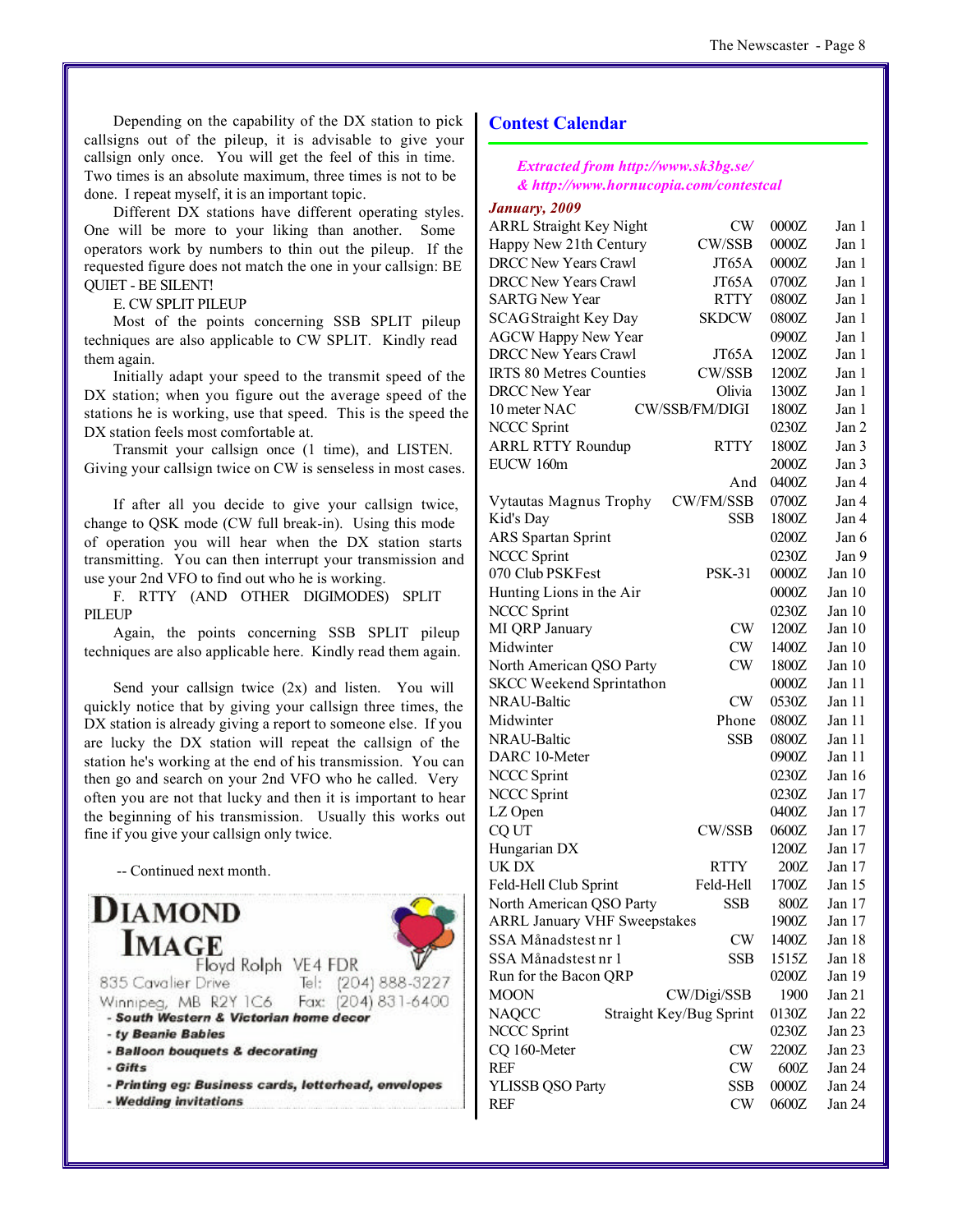Depending on the capability of the DX station to pick callsigns out of the pileup, it is advisable to give your callsign only once. You will get the feel of this in time. Two times is an absolute maximum, three times is not to be done. I repeat myself, it is an important topic.

Different DX stations have different operating styles. One will be more to your liking than another. Some operators work by numbers to thin out the pileup. If the requested figure does not match the one in your callsign: BE QUIET - BE SILENT!

E. CW SPLIT PILEUP

Most of the points concerning SSB SPLIT pileup techniques are also applicable to CW SPLIT. Kindly read them again.

Initially adapt your speed to the transmit speed of the DX station; when you figure out the average speed of the stations he is working, use that speed. This is the speed the DX station feels most comfortable at.

Transmit your callsign once (1 time), and LISTEN. Giving your callsign twice on CW is senseless in most cases.

If after all you decide to give your callsign twice, change to QSK mode (CW full break-in). Using this mode of operation you will hear when the DX station starts transmitting. You can then interrupt your transmission and use your 2nd VFO to find out who he is working.

F. RTTY (AND OTHER DIGIMODES) SPLIT PILEUP

Again, the points concerning SSB SPLIT pileup techniques are also applicable here. Kindly read them again.

Send your callsign twice (2x) and listen. You will quickly notice that by giving your callsign three times, the DX station is already giving a report to someone else. If you are lucky the DX station will repeat the callsign of the station he's working at the end of his transmission. You can then go and search on your 2nd VFO who he called. Very often you are not that lucky and then it is important to hear the beginning of his transmission. Usually this works out fine if you give your callsign only twice.

-- Continued next month.

**DIAMOND IMAGE**
Floyd Rolph VE4 FDR
835 Cavalier Drive Tel: (204) 888-3227
Winnipeg, MB R2Y 1C6 Fax: (204) 831-6400

- ***South Western & Victorian home decor***
- ***ty Beanie Babies***
- ***Balloon bouquets & decorating***
- ***Gifts***
- ***Printing eg: Business cards, letterhead, envelopes***
- ***Wedding invitations***

## Contest Calendar

***Extracted from http://www.sk3bg.se/ & http://www.hornucopia.com/contestcal***

***January, 2009***

| | | | |
|---|---|---|---|
| ARRL Straight Key Night | CW | 0000Z | Jan 1 |
| Happy New 21th Century | CW/SSB | 0000Z | Jan 1 |
| DRCC New Years Crawl | JT65A | 0000Z | Jan 1 |
| DRCC New Years Crawl | JT65A | 0700Z | Jan 1 |
| SARTG New Year | RTTY | 0800Z | Jan 1 |
| SCAG Straight Key Day | SKDCW | 0800Z | Jan 1 |
| AGCW Happy New Year | | 0900Z | Jan 1 |
| DRCC New Years Crawl | JT65A | 1200Z | Jan 1 |
| IRTS 80 Metres Counties | CW/SSB | 1200Z | Jan 1 |
| DRCC New Year | Olivia | 1300Z | Jan 1 |
| 10 meter NAC | CW/SSB/FM/DIGI | 1800Z | Jan 1 |
| NCCC Sprint | | 0230Z | Jan 2 |
| ARRL RTTY Roundup | RTTY | 1800Z | Jan 3 |
| EUCW 160m | | 2000Z | Jan 3 |
| | And | 0400Z | Jan 4 |
| Vytautas Magnus Trophy | CW/FM/SSB | 0700Z | Jan 4 |
| Kid's Day | SSB | 1800Z | Jan 4 |
| ARS Spartan Sprint | | 0200Z | Jan 6 |
| NCCC Sprint | | 0230Z | Jan 9 |
| 070 Club PSKFest | PSK-31 | 0000Z | Jan 10 |
| Hunting Lions in the Air | | 0000Z | Jan 10 |
| NCCC Sprint | | 0230Z | Jan 10 |
| MI QRP January | CW | 1200Z | Jan 10 |
| Midwinter | CW | 1400Z | Jan 10 |
| North American QSO Party | CW | 1800Z | Jan 10 |
| SKCC Weekend Sprintathon | | 0000Z | Jan 11 |
| NRAU-Baltic | CW | 0530Z | Jan 11 |
| Midwinter | Phone | 0800Z | Jan 11 |
| NRAU-Baltic | SSB | 0800Z | Jan 11 |
| DARC 10-Meter | | 0900Z | Jan 11 |
| NCCC Sprint | | 0230Z | Jan 16 |
| NCCC Sprint | | 0230Z | Jan 17 |
| LZ Open | | 0400Z | Jan 17 |
| CQ UT | CW/SSB | 0600Z | Jan 17 |
| Hungarian DX | | 1200Z | Jan 17 |
| UK DX | RTTY | 200Z | Jan 17 |
| Feld-Hell Club Sprint | Feld-Hell | 1700Z | Jan 15 |
| North American QSO Party | SSB | 800Z | Jan 17 |
| ARRL January VHF Sweepstakes | | 1900Z | Jan 17 |
| SSA Månadstest nr 1 | CW | 1400Z | Jan 18 |
| SSA Månadstest nr 1 | SSB | 1515Z | Jan 18 |
| Run for the Bacon QRP | | 0200Z | Jan 19 |
| MOON | CW/Digi/SSB | 1900 | Jan 21 |
| NAQCC | Straight Key/Bug Sprint | 0130Z | Jan 22 |
| NCCC Sprint | | 0230Z | Jan 23 |
| CQ 160-Meter | CW | 2200Z | Jan 23 |
| REF | CW | 600Z | Jan 24 |
| YLISSB QSO Party | SSB | 0000Z | Jan 24 |
| REF | CW | 0600Z | Jan 24 |